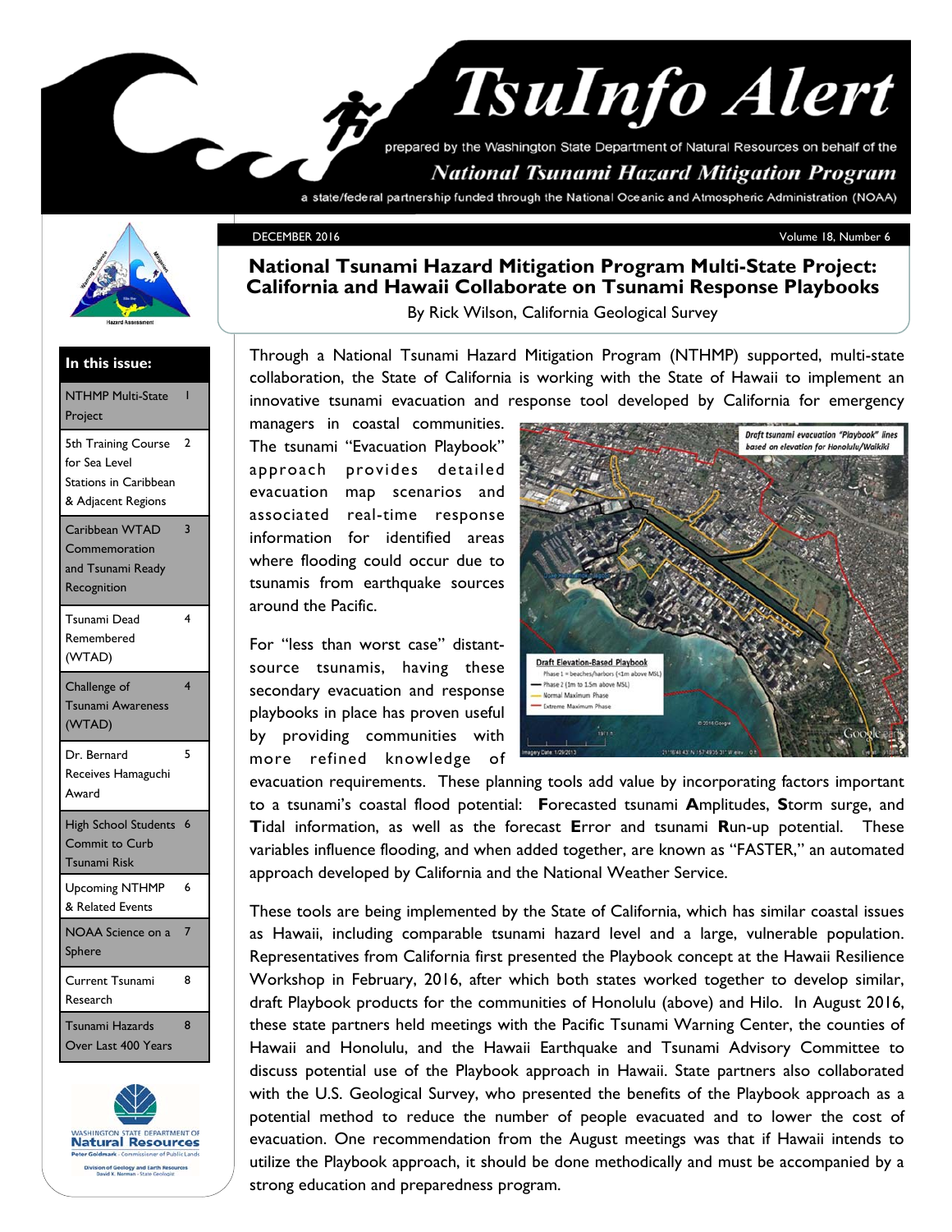# TsuInfo Alert

prepared by the Washington State Department of Natural Resources on behalf of the

*National Tsunami Hazard Mitigation Program*

a state/federal partnership funded through the National Oceanic and Atmospheric Administration (NOAA)

DECEMBER 2016 — Volume 18, Number 6

**In this issue:**

| | |
|---|---|
| NTHMP Multi-State Project | 1 |
| 5th Training Course for Sea Level Stations in Caribbean & Adjacent Regions | 2 |
| Caribbean WTAD Commemoration and Tsunami Ready Recognition | 3 |
| Tsunami Dead Remembered (WTAD) | 4 |
| Challenge of Tsunami Awareness (WTAD) | 4 |
| Dr. Bernard Receives Hamaguchi Award | 5 |
| High School Students Commit to Curb Tsunami Risk | 6 |
| Upcoming NTHMP & Related Events | 6 |
| NOAA Science on a Sphere | 7 |
| Current Tsunami Research | 8 |
| Tsunami Hazards Over Last 400 Years | 8 |

## National Tsunami Hazard Mitigation Program Multi-State Project: California and Hawaii Collaborate on Tsunami Response Playbooks

By Rick Wilson, California Geological Survey

Through a National Tsunami Hazard Mitigation Program (NTHMP) supported, multi-state collaboration, the State of California is working with the State of Hawaii to implement an innovative tsunami evacuation and response tool developed by California for emergency managers in coastal communities. The tsunami "Evacuation Playbook" approach provides detailed evacuation map scenarios and associated real-time response information for identified areas where flooding could occur due to tsunamis from earthquake sources around the Pacific.

For "less than worst case" distant-source tsunamis, having these secondary evacuation and response playbooks in place has proven useful by providing communities with more refined knowledge of evacuation requirements. These planning tools add value by incorporating factors important to a tsunami's coastal flood potential: **F**orecasted tsunami **A**mplitudes, **S**torm surge, and **T**idal information, as well as the forecast **E**rror and tsunami **R**un-up potential. These variables influence flooding, and when added together, are known as "FASTER," an automated approach developed by California and the National Weather Service.

These tools are being implemented by the State of California, which has similar coastal issues as Hawaii, including comparable tsunami hazard level and a large, vulnerable population. Representatives from California first presented the Playbook concept at the Hawaii Resilience Workshop in February, 2016, after which both states worked together to develop similar, draft Playbook products for the communities of Honolulu (above) and Hilo. In August 2016, these state partners held meetings with the Pacific Tsunami Warning Center, the counties of Hawaii and Honolulu, and the Hawaii Earthquake and Tsunami Advisory Committee to discuss potential use of the Playbook approach in Hawaii. State partners also collaborated with the U.S. Geological Survey, who presented the benefits of the Playbook approach as a potential method to reduce the number of people evacuated and to lower the cost of evacuation. One recommendation from the August meetings was that if Hawaii intends to utilize the Playbook approach, it should be done methodically and must be accompanied by a strong education and preparedness program.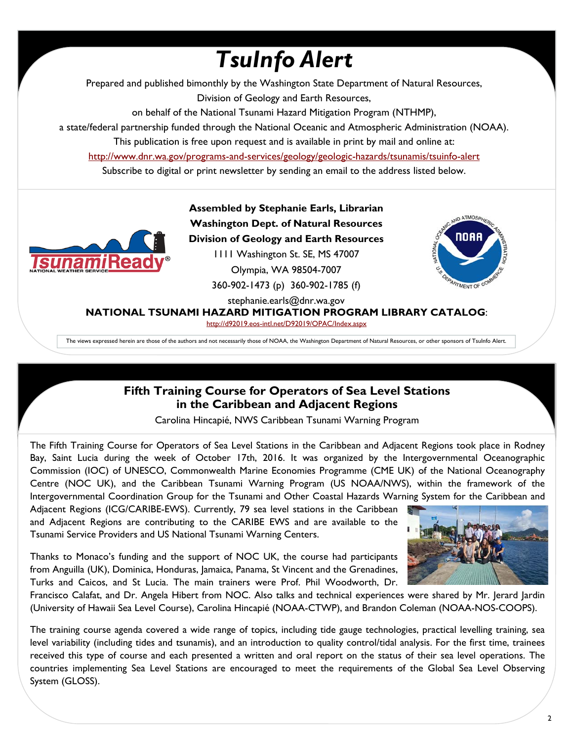# *TsuInfo Alert*

Prepared and published bimonthly by the Washington State Department of Natural Resources,
Division of Geology and Earth Resources,
on behalf of the National Tsunami Hazard Mitigation Program (NTHMP),
a state/federal partnership funded through the National Oceanic and Atmospheric Administration (NOAA).
This publication is free upon request and is available in print by mail and online at:
http://www.dnr.wa.gov/programs-and-services/geology/geologic-hazards/tsunamis/tsuinfo-alert
Subscribe to digital or print newsletter by sending an email to the address listed below.

**Assembled by Stephanie Earls, Librarian**
**Washington Dept. of Natural Resources**
**Division of Geology and Earth Resources**
1111 Washington St. SE, MS 47007
Olympia, WA 98504-7007
360-902-1473 (p) 360-902-1785 (f)
stephanie.earls@dnr.wa.gov

**NATIONAL TSUNAMI HAZARD MITIGATION PROGRAM LIBRARY CATALOG**:
http://d92019.eos-intl.net/D92019/OPAC/Index.aspx

The views expressed herein are those of the authors and not necessarily those of NOAA, the Washington Department of Natural Resources, or other sponsors of TsuInfo Alert.

## Fifth Training Course for Operators of Sea Level Stations in the Caribbean and Adjacent Regions

Carolina Hincapié, NWS Caribbean Tsunami Warning Program

The Fifth Training Course for Operators of Sea Level Stations in the Caribbean and Adjacent Regions took place in Rodney Bay, Saint Lucia during the week of October 17th, 2016. It was organized by the Intergovernmental Oceanographic Commission (IOC) of UNESCO, Commonwealth Marine Economies Programme (CME UK) of the National Oceanography Centre (NOC UK), and the Caribbean Tsunami Warning Program (US NOAA/NWS), within the framework of the Intergovernmental Coordination Group for the Tsunami and Other Coastal Hazards Warning System for the Caribbean and Adjacent Regions (ICG/CARIBE-EWS). Currently, 79 sea level stations in the Caribbean and Adjacent Regions are contributing to the CARIBE EWS and are available to the Tsunami Service Providers and US National Tsunami Warning Centers.

Thanks to Monaco's funding and the support of NOC UK, the course had participants from Anguilla (UK), Dominica, Honduras, Jamaica, Panama, St Vincent and the Grenadines, Turks and Caicos, and St Lucia. The main trainers were Prof. Phil Woodworth, Dr. Francisco Calafat, and Dr. Angela Hibert from NOC. Also talks and technical experiences were shared by Mr. Jerard Jardin (University of Hawaii Sea Level Course), Carolina Hincapié (NOAA-CTWP), and Brandon Coleman (NOAA-NOS-COOPS).

The training course agenda covered a wide range of topics, including tide gauge technologies, practical levelling training, sea level variability (including tides and tsunamis), and an introduction to quality control/tidal analysis. For the first time, trainees received this type of course and each presented a written and oral report on the status of their sea level operations. The countries implementing Sea Level Stations are encouraged to meet the requirements of the Global Sea Level Observing System (GLOSS).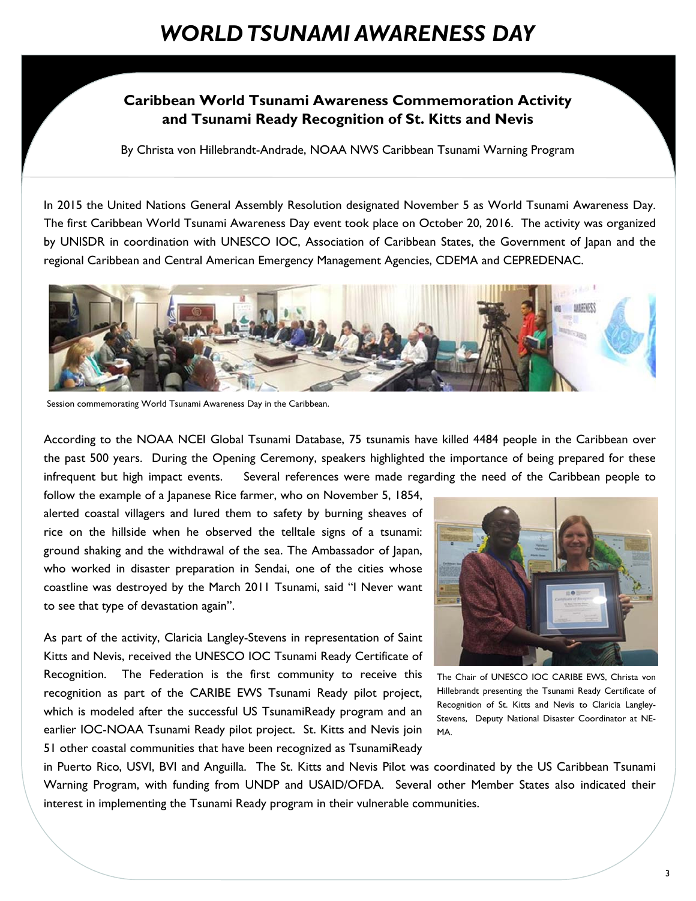# *WORLD TSUNAMI AWARENESS DAY*

## Caribbean World Tsunami Awareness Commemoration Activity and Tsunami Ready Recognition of St. Kitts and Nevis

By Christa von Hillebrandt-Andrade, NOAA NWS Caribbean Tsunami Warning Program

In 2015 the United Nations General Assembly Resolution designated November 5 as World Tsunami Awareness Day. The first Caribbean World Tsunami Awareness Day event took place on October 20, 2016. The activity was organized by UNISDR in coordination with UNESCO IOC, Association of Caribbean States, the Government of Japan and the regional Caribbean and Central American Emergency Management Agencies, CDEMA and CEPREDENAC.

Session commemorating World Tsunami Awareness Day in the Caribbean.

According to the NOAA NCEI Global Tsunami Database, 75 tsunamis have killed 4484 people in the Caribbean over the past 500 years. During the Opening Ceremony, speakers highlighted the importance of being prepared for these infrequent but high impact events. Several references were made regarding the need of the Caribbean people to follow the example of a Japanese Rice farmer, who on November 5, 1854, alerted coastal villagers and lured them to safety by burning sheaves of rice on the hillside when he observed the telltale signs of a tsunami: ground shaking and the withdrawal of the sea. The Ambassador of Japan, who worked in disaster preparation in Sendai, one of the cities whose coastline was destroyed by the March 2011 Tsunami, said "I Never want to see that type of devastation again".

As part of the activity, Claricia Langley-Stevens in representation of Saint Kitts and Nevis, received the UNESCO IOC Tsunami Ready Certificate of Recognition. The Federation is the first community to receive this recognition as part of the CARIBE EWS Tsunami Ready pilot project, which is modeled after the successful US TsunamiReady program and an earlier IOC-NOAA Tsunami Ready pilot project. St. Kitts and Nevis join 51 other coastal communities that have been recognized as TsunamiReady in Puerto Rico, USVI, BVI and Anguilla. The St. Kitts and Nevis Pilot was coordinated by the US Caribbean Tsunami Warning Program, with funding from UNDP and USAID/OFDA. Several other Member States also indicated their interest in implementing the Tsunami Ready program in their vulnerable communities.

The Chair of UNESCO IOC CARIBE EWS, Christa von Hillebrandt presenting the Tsunami Ready Certificate of Recognition of St. Kitts and Nevis to Claricia Langley-Stevens, Deputy National Disaster Coordinator at NEMA.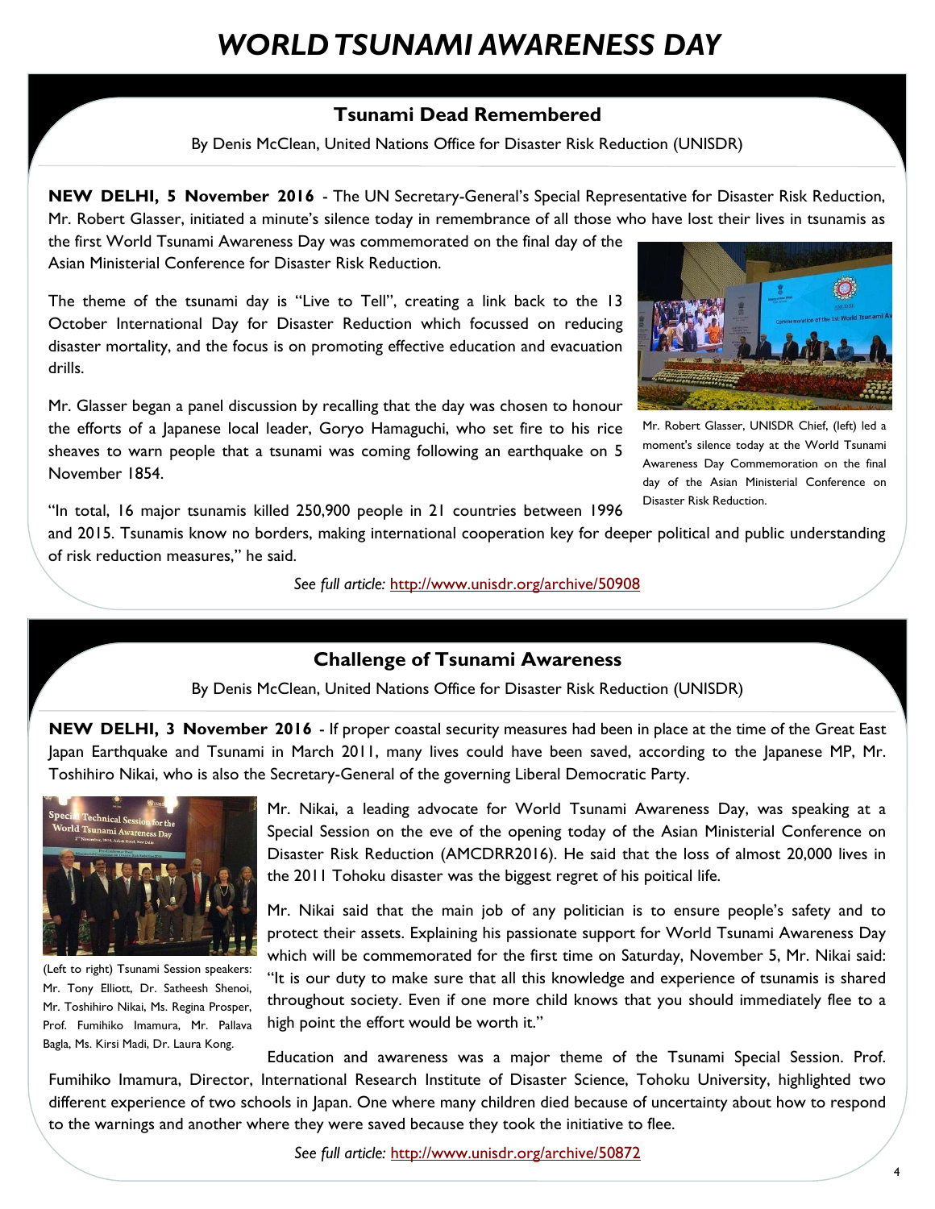# WORLD TSUNAMI AWARENESS DAY

## Tsunami Dead Remembered

By Denis McClean, United Nations Office for Disaster Risk Reduction (UNISDR)

**NEW DELHI, 5 November 2016** - The UN Secretary-General's Special Representative for Disaster Risk Reduction, Mr. Robert Glasser, initiated a minute's silence today in remembrance of all those who have lost their lives in tsunamis as the first World Tsunami Awareness Day was commemorated on the final day of the Asian Ministerial Conference for Disaster Risk Reduction.

The theme of the tsunami day is "Live to Tell", creating a link back to the 13 October International Day for Disaster Reduction which focussed on reducing disaster mortality, and the focus is on promoting effective education and evacuation drills.

Mr. Glasser began a panel discussion by recalling that the day was chosen to honour the efforts of a Japanese local leader, Goryo Hamaguchi, who set fire to his rice sheaves to warn people that a tsunami was coming following an earthquake on 5 November 1854.

Mr. Robert Glasser, UNISDR Chief, (left) led a moment's silence today at the World Tsunami Awareness Day Commemoration on the final day of the Asian Ministerial Conference on Disaster Risk Reduction.

"In total, 16 major tsunamis killed 250,900 people in 21 countries between 1996 and 2015. Tsunamis know no borders, making international cooperation key for deeper political and public understanding of risk reduction measures," he said.

*See full article:* http://www.unisdr.org/archive/50908

## Challenge of Tsunami Awareness

By Denis McClean, United Nations Office for Disaster Risk Reduction (UNISDR)

**NEW DELHI, 3 November 2016** - If proper coastal security measures had been in place at the time of the Great East Japan Earthquake and Tsunami in March 2011, many lives could have been saved, according to the Japanese MP, Mr. Toshihiro Nikai, who is also the Secretary-General of the governing Liberal Democratic Party.

(Left to right) Tsunami Session speakers: Mr. Tony Elliott, Dr. Satheesh Shenoi, Mr. Toshihiro Nikai, Ms. Regina Prosper, Prof. Fumihiko Imamura, Mr. Pallava Bagla, Ms. Kirsi Madi, Dr. Laura Kong.

Mr. Nikai, a leading advocate for World Tsunami Awareness Day, was speaking at a Special Session on the eve of the opening today of the Asian Ministerial Conference on Disaster Risk Reduction (AMCDRR2016). He said that the loss of almost 20,000 lives in the 2011 Tohoku disaster was the biggest regret of his poitical life.

Mr. Nikai said that the main job of any politician is to ensure people's safety and to protect their assets. Explaining his passionate support for World Tsunami Awareness Day which will be commemorated for the first time on Saturday, November 5, Mr. Nikai said: "It is our duty to make sure that all this knowledge and experience of tsunamis is shared throughout society. Even if one more child knows that you should immediately flee to a high point the effort would be worth it."

Education and awareness was a major theme of the Tsunami Special Session. Prof. Fumihiko Imamura, Director, International Research Institute of Disaster Science, Tohoku University, highlighted two different experience of two schools in Japan. One where many children died because of uncertainty about how to respond to the warnings and another where they were saved because they took the initiative to flee.

*See full article:* http://www.unisdr.org/archive/50872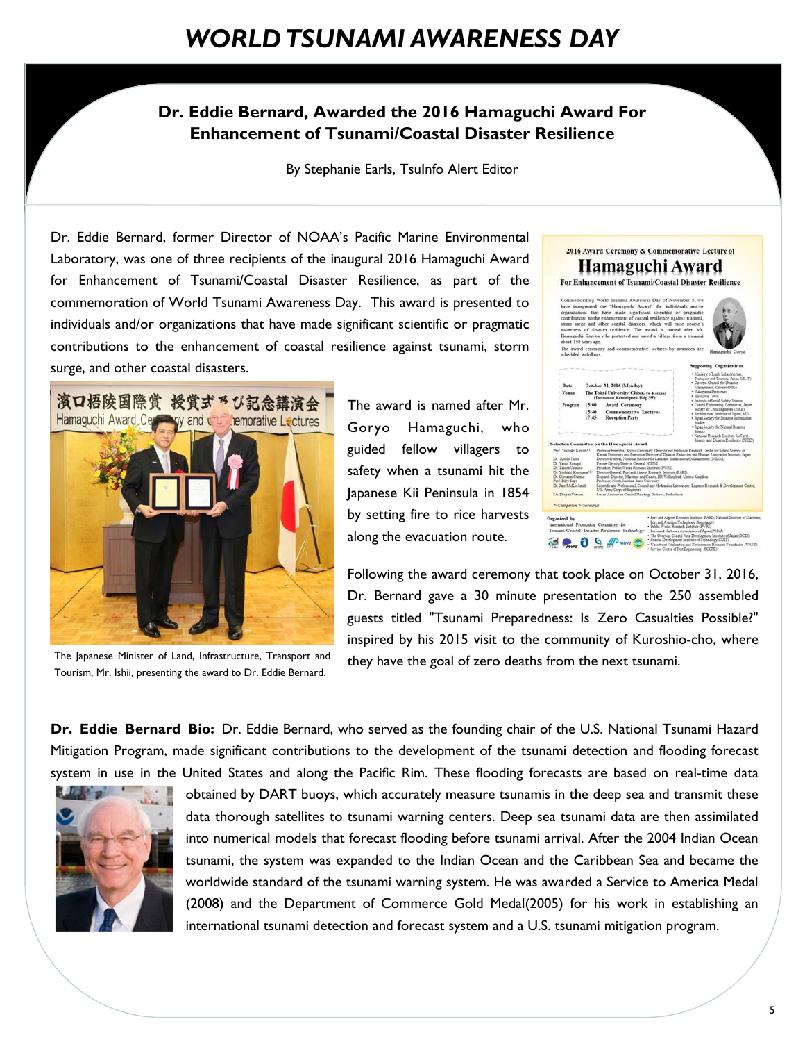# WORLD TSUNAMI AWARENESS DAY

## Dr. Eddie Bernard, Awarded the 2016 Hamaguchi Award For Enhancement of Tsunami/Coastal Disaster Resilience

By Stephanie Earls, TsuInfo Alert Editor

Dr. Eddie Bernard, former Director of NOAA's Pacific Marine Environmental Laboratory, was one of three recipients of the inaugural 2016 Hamaguchi Award for Enhancement of Tsunami/Coastal Disaster Resilience, as part of the commemoration of World Tsunami Awareness Day. This award is presented to individuals and/or organizations that have made significant scientific or pragmatic contributions to the enhancement of coastal resilience against tsunami, storm surge, and other coastal disasters.

The award is named after Mr. Goryo Hamaguchi, who guided fellow villagers to safety when a tsunami hit the Japanese Kii Peninsula in 1854 by setting fire to rice harvests along the evacuation route.

The Japanese Minister of Land, Infrastructure, Transport and Tourism, Mr. Ishii, presenting the award to Dr. Eddie Bernard.

Following the award ceremony that took place on October 31, 2016, Dr. Bernard gave a 30 minute presentation to the 250 assembled guests titled "Tsunami Preparedness: Is Zero Casualties Possible?" inspired by his 2015 visit to the community of Kuroshio-cho, where they have the goal of zero deaths from the next tsunami.

**Dr. Eddie Bernard Bio:** Dr. Eddie Bernard, who served as the founding chair of the U.S. National Tsunami Hazard Mitigation Program, made significant contributions to the development of the tsunami detection and flooding forecast system in use in the United States and along the Pacific Rim. These flooding forecasts are based on real-time data obtained by DART buoys, which accurately measure tsunamis in the deep sea and transmit these data thorough satellites to tsunami warning centers. Deep sea tsunami data are then assimilated into numerical models that forecast flooding before tsunami arrival. After the 2004 Indian Ocean tsunami, the system was expanded to the Indian Ocean and the Caribbean Sea and became the worldwide standard of the tsunami warning system. He was awarded a Service to America Medal (2008) and the Department of Commerce Gold Medal(2005) for his work in establishing an international tsunami detection and forecast system and a U.S. tsunami mitigation program.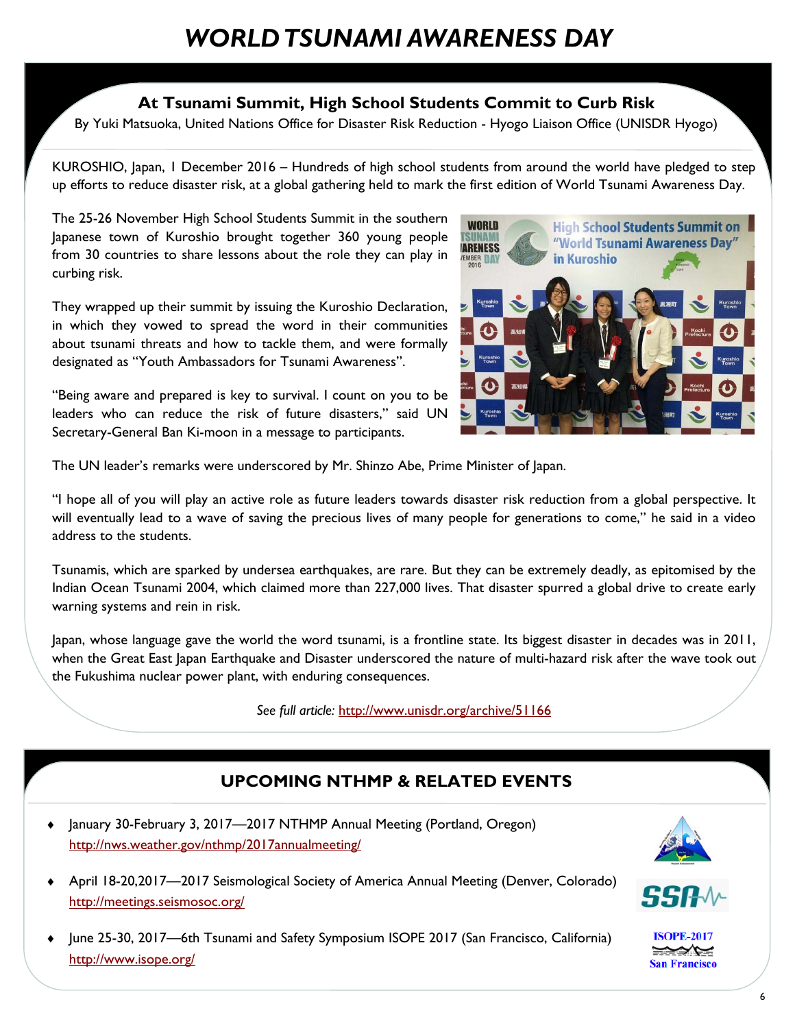# WORLD TSUNAMI AWARENESS DAY

## At Tsunami Summit, High School Students Commit to Curb Risk

By Yuki Matsuoka, United Nations Office for Disaster Risk Reduction - Hyogo Liaison Office (UNISDR Hyogo)

KUROSHIO, Japan, 1 December 2016 – Hundreds of high school students from around the world have pledged to step up efforts to reduce disaster risk, at a global gathering held to mark the first edition of World Tsunami Awareness Day.

The 25-26 November High School Students Summit in the southern Japanese town of Kuroshio brought together 360 young people from 30 countries to share lessons about the role they can play in curbing risk.

They wrapped up their summit by issuing the Kuroshio Declaration, in which they vowed to spread the word in their communities about tsunami threats and how to tackle them, and were formally designated as "Youth Ambassadors for Tsunami Awareness".

"Being aware and prepared is key to survival. I count on you to be leaders who can reduce the risk of future disasters," said UN Secretary-General Ban Ki-moon in a message to participants.

The UN leader's remarks were underscored by Mr. Shinzo Abe, Prime Minister of Japan.

"I hope all of you will play an active role as future leaders towards disaster risk reduction from a global perspective. It will eventually lead to a wave of saving the precious lives of many people for generations to come," he said in a video address to the students.

Tsunamis, which are sparked by undersea earthquakes, are rare. But they can be extremely deadly, as epitomised by the Indian Ocean Tsunami 2004, which claimed more than 227,000 lives. That disaster spurred a global drive to create early warning systems and rein in risk.

Japan, whose language gave the world the word tsunami, is a frontline state. Its biggest disaster in decades was in 2011, when the Great East Japan Earthquake and Disaster underscored the nature of multi-hazard risk after the wave took out the Fukushima nuclear power plant, with enduring consequences.

*See full article:* http://www.unisdr.org/archive/51166

## UPCOMING NTHMP & RELATED EVENTS

- January 30-February 3, 2017—2017 NTHMP Annual Meeting (Portland, Oregon)
  http://nws.weather.gov/nthmp/2017annualmeeting/
- April 18-20,2017—2017 Seismological Society of America Annual Meeting (Denver, Colorado)
  http://meetings.seismosoc.org/
- June 25-30, 2017—6th Tsunami and Safety Symposium ISOPE 2017 (San Francisco, California)
  http://www.isope.org/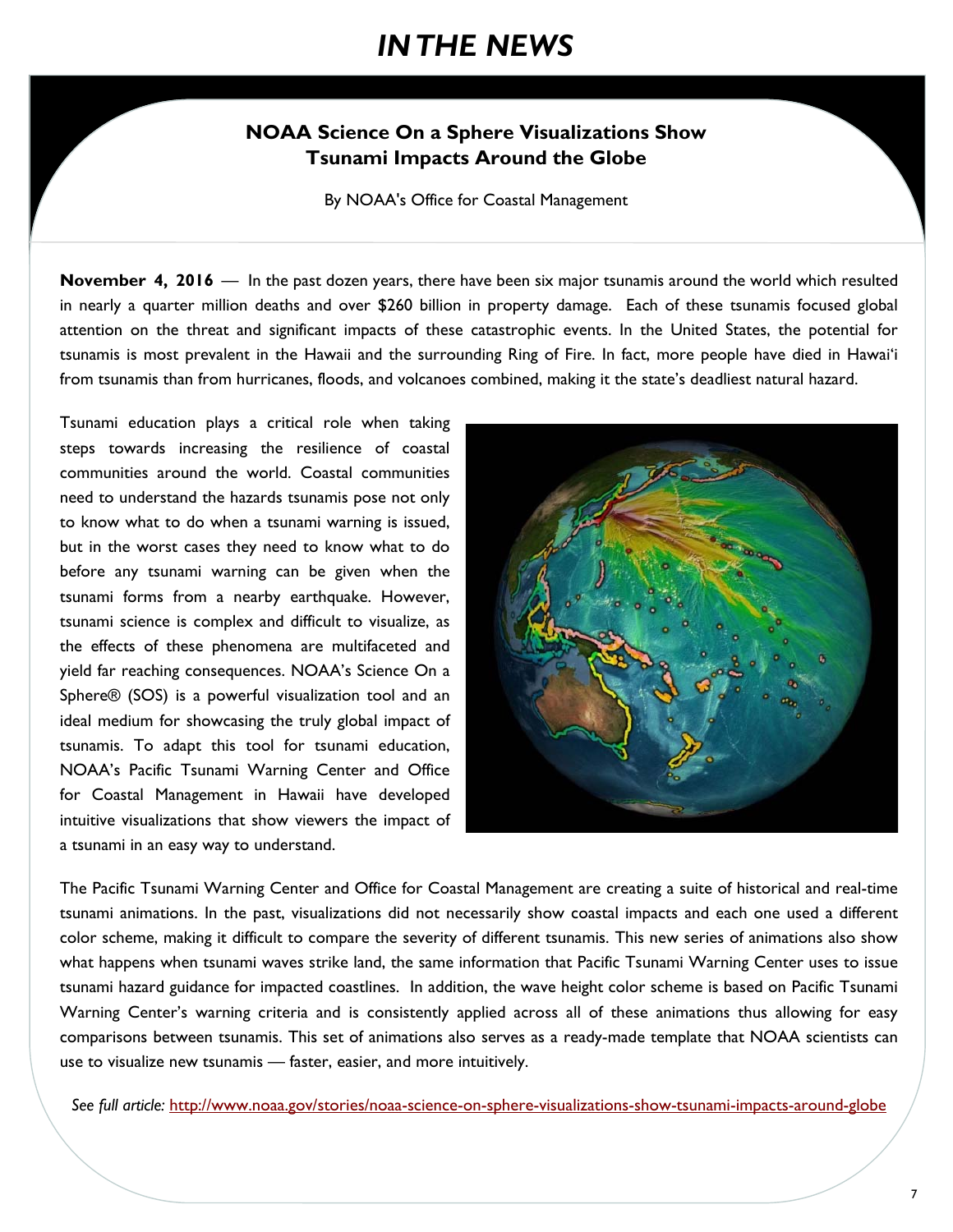# *IN THE NEWS*

## NOAA Science On a Sphere Visualizations Show Tsunami Impacts Around the Globe

By NOAA's Office for Coastal Management

**November 4, 2016** — In the past dozen years, there have been six major tsunamis around the world which resulted in nearly a quarter million deaths and over $260 billion in property damage. Each of these tsunamis focused global attention on the threat and significant impacts of these catastrophic events. In the United States, the potential for tsunamis is most prevalent in the Hawaii and the surrounding Ring of Fire. In fact, more people have died in Hawai'i from tsunamis than from hurricanes, floods, and volcanoes combined, making it the state's deadliest natural hazard.

Tsunami education plays a critical role when taking steps towards increasing the resilience of coastal communities around the world. Coastal communities need to understand the hazards tsunamis pose not only to know what to do when a tsunami warning is issued, but in the worst cases they need to know what to do before any tsunami warning can be given when the tsunami forms from a nearby earthquake. However, tsunami science is complex and difficult to visualize, as the effects of these phenomena are multifaceted and yield far reaching consequences. NOAA's Science On a Sphere® (SOS) is a powerful visualization tool and an ideal medium for showcasing the truly global impact of tsunamis. To adapt this tool for tsunami education, NOAA's Pacific Tsunami Warning Center and Office for Coastal Management in Hawaii have developed intuitive visualizations that show viewers the impact of a tsunami in an easy way to understand.

The Pacific Tsunami Warning Center and Office for Coastal Management are creating a suite of historical and real-time tsunami animations. In the past, visualizations did not necessarily show coastal impacts and each one used a different color scheme, making it difficult to compare the severity of different tsunamis. This new series of animations also show what happens when tsunami waves strike land, the same information that Pacific Tsunami Warning Center uses to issue tsunami hazard guidance for impacted coastlines. In addition, the wave height color scheme is based on Pacific Tsunami Warning Center's warning criteria and is consistently applied across all of these animations thus allowing for easy comparisons between tsunamis. This set of animations also serves as a ready-made template that NOAA scientists can use to visualize new tsunamis — faster, easier, and more intuitively.

*See full article:* http://www.noaa.gov/stories/noaa-science-on-sphere-visualizations-show-tsunami-impacts-around-globe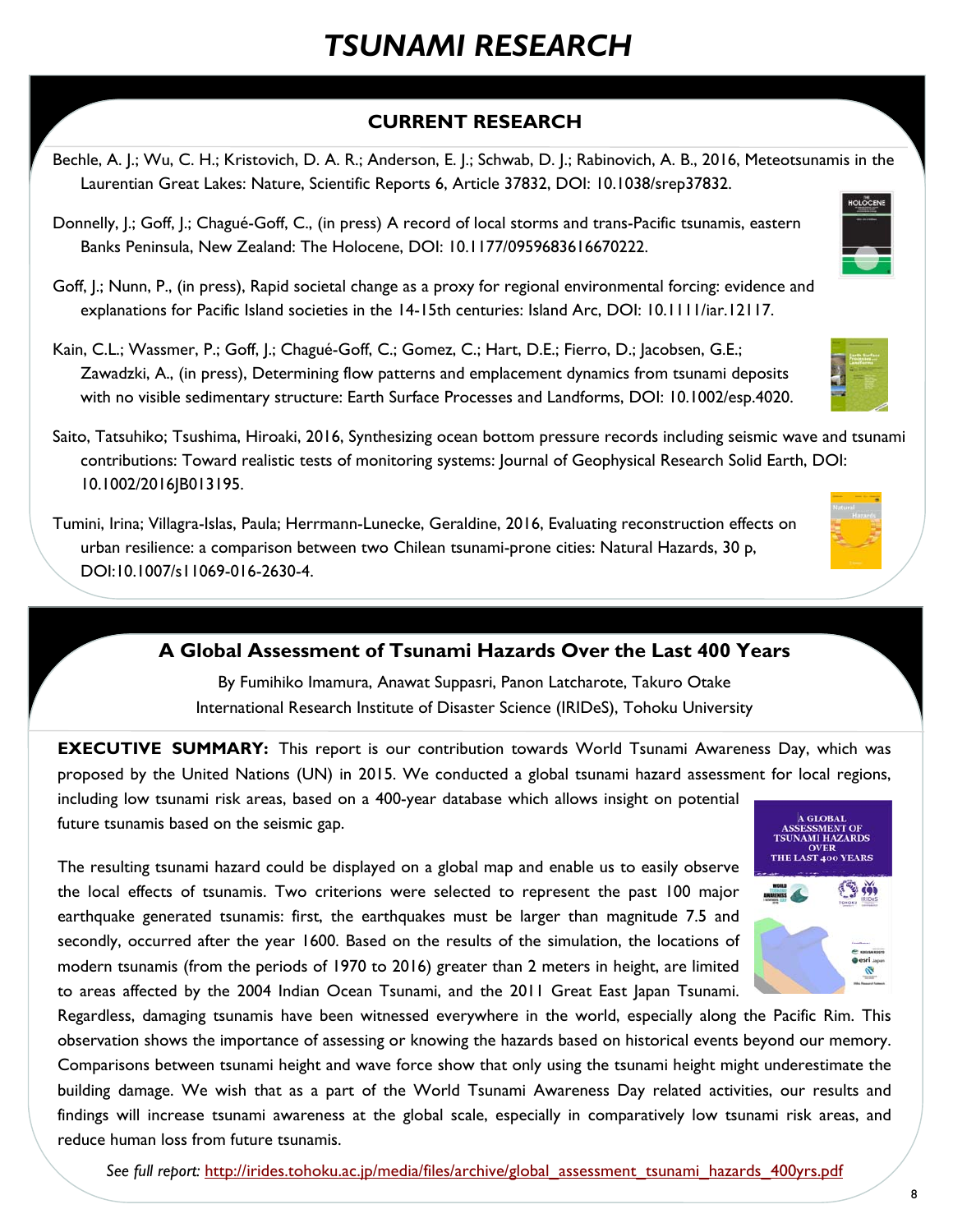# TSUNAMI RESEARCH

## CURRENT RESEARCH

Bechle, A. J.; Wu, C. H.; Kristovich, D. A. R.; Anderson, E. J.; Schwab, D. J.; Rabinovich, A. B., 2016, Meteotsunamis in the Laurentian Great Lakes: Nature, Scientific Reports 6, Article 37832, DOI: 10.1038/srep37832.

Donnelly, J.; Goff, J.; Chagué-Goff, C., (in press) A record of local storms and trans-Pacific tsunamis, eastern Banks Peninsula, New Zealand: The Holocene, DOI: 10.1177/0959683616670222.

Goff, J.; Nunn, P., (in press), Rapid societal change as a proxy for regional environmental forcing: evidence and explanations for Pacific Island societies in the 14-15th centuries: Island Arc, DOI: 10.1111/iar.12117.

Kain, C.L.; Wassmer, P.; Goff, J.; Chagué-Goff, C.; Gomez, C.; Hart, D.E.; Fierro, D.; Jacobsen, G.E.; Zawadzki, A., (in press), Determining flow patterns and emplacement dynamics from tsunami deposits with no visible sedimentary structure: Earth Surface Processes and Landforms, DOI: 10.1002/esp.4020.

Saito, Tatsuhiko; Tsushima, Hiroaki, 2016, Synthesizing ocean bottom pressure records including seismic wave and tsunami contributions: Toward realistic tests of monitoring systems: Journal of Geophysical Research Solid Earth, DOI: 10.1002/2016JB013195.

Tumini, Irina; Villagra-Islas, Paula; Herrmann-Lunecke, Geraldine, 2016, Evaluating reconstruction effects on urban resilience: a comparison between two Chilean tsunami-prone cities: Natural Hazards, 30 p, DOI:10.1007/s11069-016-2630-4.

## A Global Assessment of Tsunami Hazards Over the Last 400 Years

By Fumihiko Imamura, Anawat Suppasri, Panon Latcharote, Takuro Otake
International Research Institute of Disaster Science (IRIDeS), Tohoku University

**EXECUTIVE SUMMARY:** This report is our contribution towards World Tsunami Awareness Day, which was proposed by the United Nations (UN) in 2015. We conducted a global tsunami hazard assessment for local regions, including low tsunami risk areas, based on a 400-year database which allows insight on potential future tsunamis based on the seismic gap.

The resulting tsunami hazard could be displayed on a global map and enable us to easily observe the local effects of tsunamis. Two criterions were selected to represent the past 100 major earthquake generated tsunamis: first, the earthquakes must be larger than magnitude 7.5 and secondly, occurred after the year 1600. Based on the results of the simulation, the locations of modern tsunamis (from the periods of 1970 to 2016) greater than 2 meters in height, are limited to areas affected by the 2004 Indian Ocean Tsunami, and the 2011 Great East Japan Tsunami. Regardless, damaging tsunamis have been witnessed everywhere in the world, especially along the Pacific Rim. This observation shows the importance of assessing or knowing the hazards based on historical events beyond our memory. Comparisons between tsunami height and wave force show that only using the tsunami height might underestimate the building damage. We wish that as a part of the World Tsunami Awareness Day related activities, our results and findings will increase tsunami awareness at the global scale, especially in comparatively low tsunami risk areas, and reduce human loss from future tsunamis.

*See full report:* http://irides.tohoku.ac.jp/media/files/archive/global_assessment_tsunami_hazards_400yrs.pdf